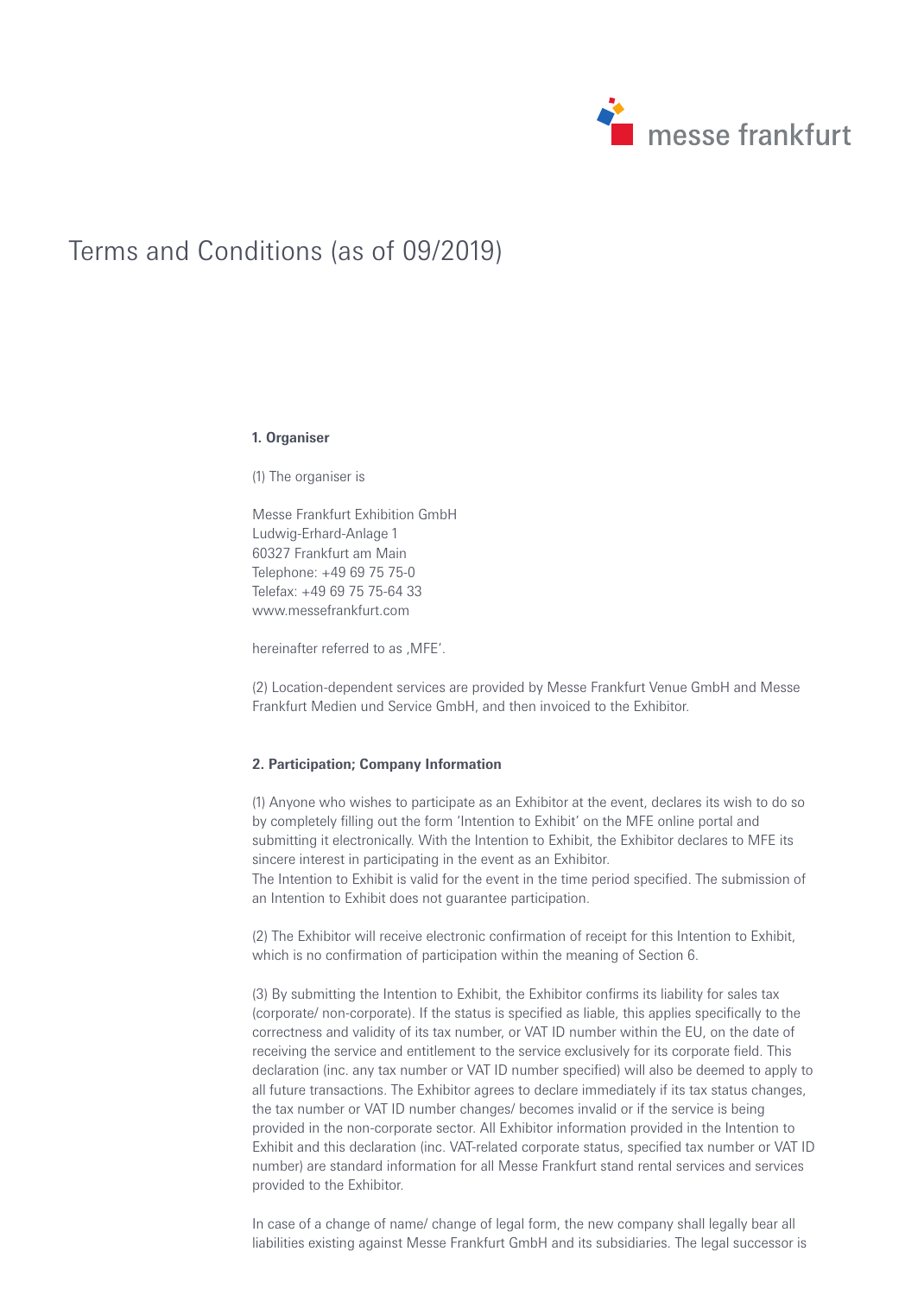messe frankfurt

# Terms and Conditions (as of 09/2019)

### 1. Organiser

(1) The organiser is

Messe Frankfurt Exhibition GmbH
Ludwig-Erhard-Anlage 1
60327 Frankfurt am Main
Telephone: +49 69 75 75-0
Telefax: +49 69 75 75-64 33
www.messefrankfurt.com

hereinafter referred to as ‚MFE'.

(2) Location-dependent services are provided by Messe Frankfurt Venue GmbH and Messe Frankfurt Medien und Service GmbH, and then invoiced to the Exhibitor.

### 2. Participation; Company Information

(1) Anyone who wishes to participate as an Exhibitor at the event, declares its wish to do so by completely filling out the form 'Intention to Exhibit' on the MFE online portal and submitting it electronically. With the Intention to Exhibit, the Exhibitor declares to MFE its sincere interest in participating in the event as an Exhibitor.
The Intention to Exhibit is valid for the event in the time period specified. The submission of an Intention to Exhibit does not guarantee participation.

(2) The Exhibitor will receive electronic confirmation of receipt for this Intention to Exhibit, which is no confirmation of participation within the meaning of Section 6.

(3) By submitting the Intention to Exhibit, the Exhibitor confirms its liability for sales tax (corporate/ non-corporate). If the status is specified as liable, this applies specifically to the correctness and validity of its tax number, or VAT ID number within the EU, on the date of receiving the service and entitlement to the service exclusively for its corporate field. This declaration (inc. any tax number or VAT ID number specified) will also be deemed to apply to all future transactions. The Exhibitor agrees to declare immediately if its tax status changes, the tax number or VAT ID number changes/ becomes invalid or if the service is being provided in the non-corporate sector. All Exhibitor information provided in the Intention to Exhibit and this declaration (inc. VAT-related corporate status, specified tax number or VAT ID number) are standard information for all Messe Frankfurt stand rental services and services provided to the Exhibitor.

In case of a change of name/ change of legal form, the new company shall legally bear all liabilities existing against Messe Frankfurt GmbH and its subsidiaries. The legal successor is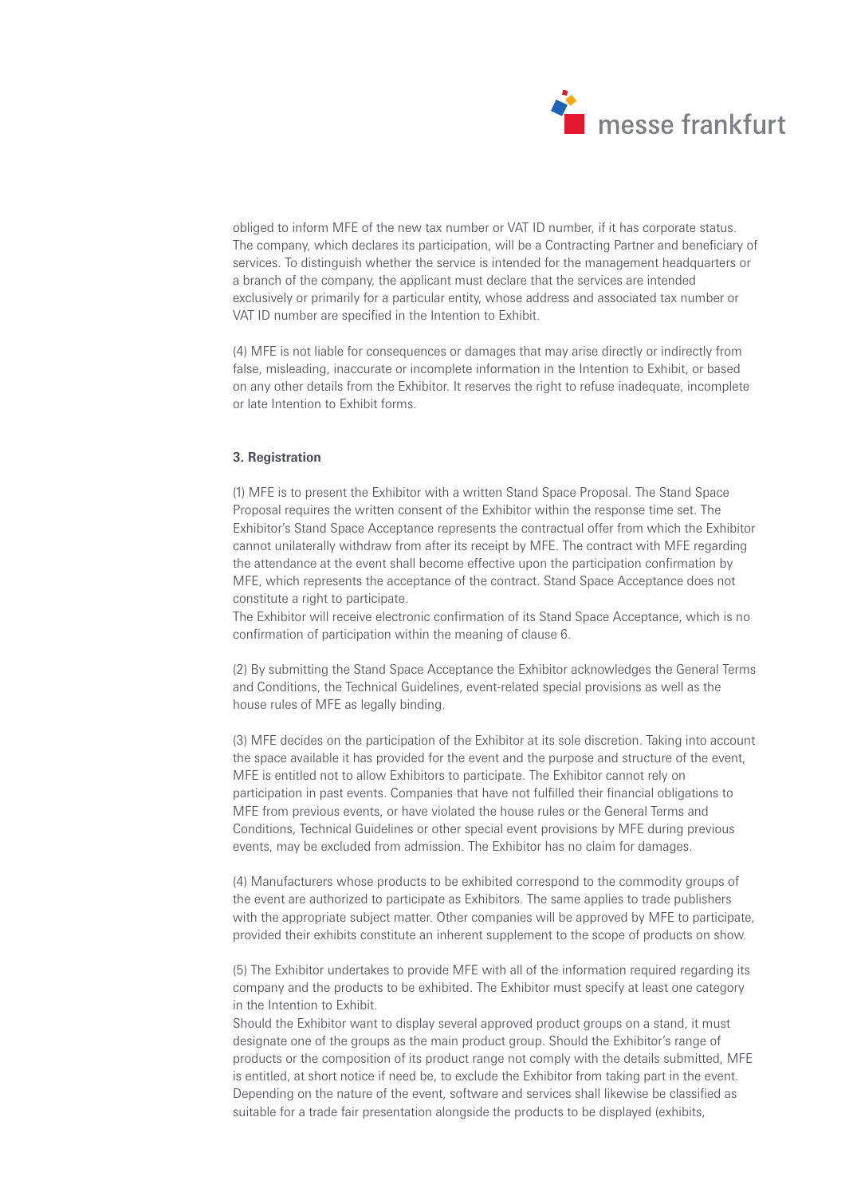obliged to inform MFE of the new tax number or VAT ID number, if it has corporate status. The company, which declares its participation, will be a Contracting Partner and beneficiary of services. To distinguish whether the service is intended for the management headquarters or a branch of the company, the applicant must declare that the services are intended exclusively or primarily for a particular entity, whose address and associated tax number or VAT ID number are specified in the Intention to Exhibit.

(4) MFE is not liable for consequences or damages that may arise directly or indirectly from false, misleading, inaccurate or incomplete information in the Intention to Exhibit, or based on any other details from the Exhibitor. It reserves the right to refuse inadequate, incomplete or late Intention to Exhibit forms.

**3. Registration**

(1) MFE is to present the Exhibitor with a written Stand Space Proposal. The Stand Space Proposal requires the written consent of the Exhibitor within the response time set. The Exhibitor's Stand Space Acceptance represents the contractual offer from which the Exhibitor cannot unilaterally withdraw from after its receipt by MFE. The contract with MFE regarding the attendance at the event shall become effective upon the participation confirmation by MFE, which represents the acceptance of the contract. Stand Space Acceptance does not constitute a right to participate.
The Exhibitor will receive electronic confirmation of its Stand Space Acceptance, which is no confirmation of participation within the meaning of clause 6.

(2) By submitting the Stand Space Acceptance the Exhibitor acknowledges the General Terms and Conditions, the Technical Guidelines, event-related special provisions as well as the house rules of MFE as legally binding.

(3) MFE decides on the participation of the Exhibitor at its sole discretion. Taking into account the space available it has provided for the event and the purpose and structure of the event, MFE is entitled not to allow Exhibitors to participate. The Exhibitor cannot rely on participation in past events. Companies that have not fulfilled their financial obligations to MFE from previous events, or have violated the house rules or the General Terms and Conditions, Technical Guidelines or other special event provisions by MFE during previous events, may be excluded from admission. The Exhibitor has no claim for damages.

(4) Manufacturers whose products to be exhibited correspond to the commodity groups of the event are authorized to participate as Exhibitors. The same applies to trade publishers with the appropriate subject matter. Other companies will be approved by MFE to participate, provided their exhibits constitute an inherent supplement to the scope of products on show.

(5) The Exhibitor undertakes to provide MFE with all of the information required regarding its company and the products to be exhibited. The Exhibitor must specify at least one category in the Intention to Exhibit.
Should the Exhibitor want to display several approved product groups on a stand, it must designate one of the groups as the main product group. Should the Exhibitor's range of products or the composition of its product range not comply with the details submitted, MFE is entitled, at short notice if need be, to exclude the Exhibitor from taking part in the event. Depending on the nature of the event, software and services shall likewise be classified as suitable for a trade fair presentation alongside the products to be displayed (exhibits,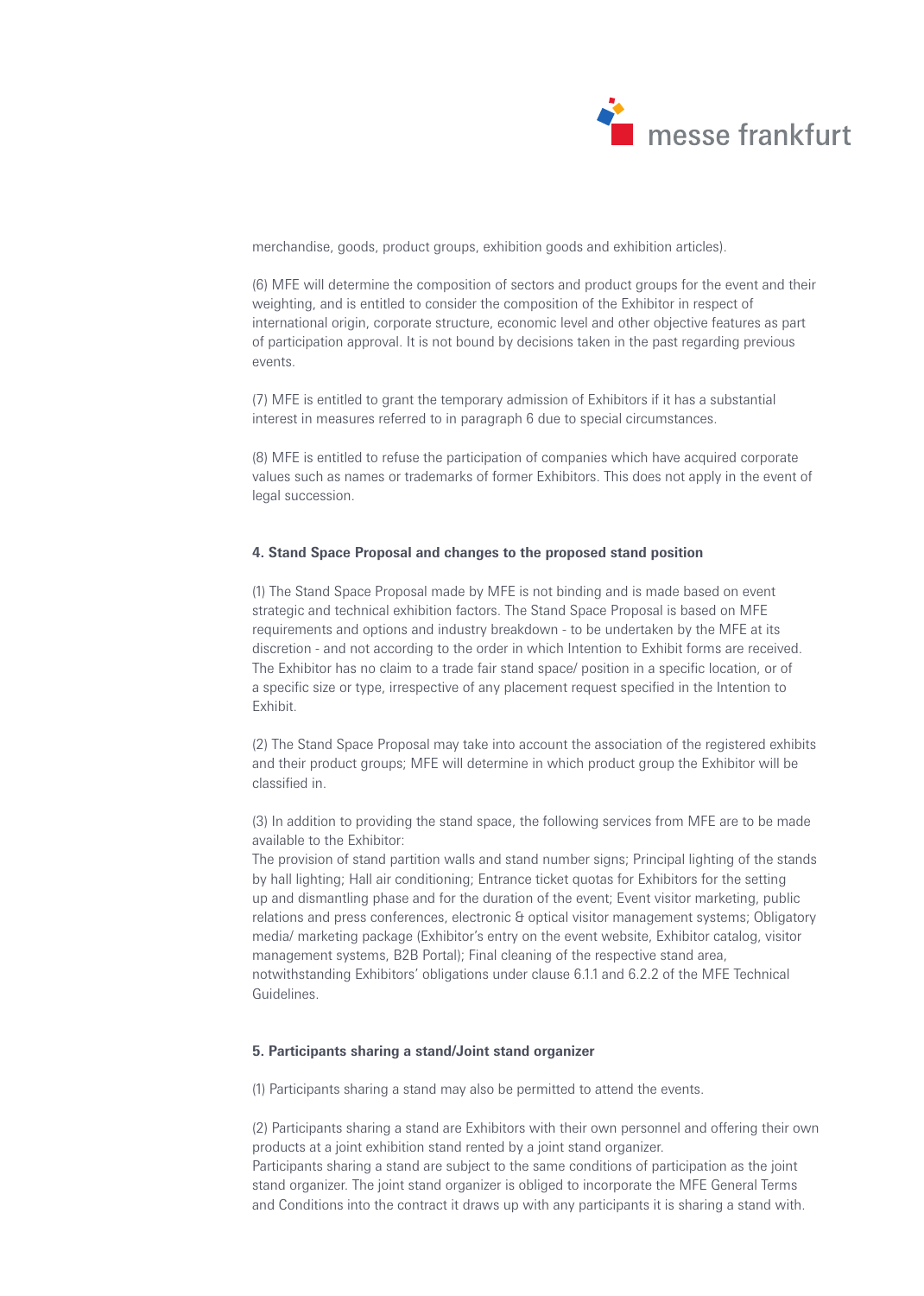merchandise, goods, product groups, exhibition goods and exhibition articles).

(6) MFE will determine the composition of sectors and product groups for the event and their weighting, and is entitled to consider the composition of the Exhibitor in respect of international origin, corporate structure, economic level and other objective features as part of participation approval. It is not bound by decisions taken in the past regarding previous events.

(7) MFE is entitled to grant the temporary admission of Exhibitors if it has a substantial interest in measures referred to in paragraph 6 due to special circumstances.

(8) MFE is entitled to refuse the participation of companies which have acquired corporate values such as names or trademarks of former Exhibitors. This does not apply in the event of legal succession.

**4. Stand Space Proposal and changes to the proposed stand position**

(1) The Stand Space Proposal made by MFE is not binding and is made based on event strategic and technical exhibition factors. The Stand Space Proposal is based on MFE requirements and options and industry breakdown - to be undertaken by the MFE at its discretion - and not according to the order in which Intention to Exhibit forms are received. The Exhibitor has no claim to a trade fair stand space/ position in a specific location, or of a specific size or type, irrespective of any placement request specified in the Intention to Exhibit.

(2) The Stand Space Proposal may take into account the association of the registered exhibits and their product groups; MFE will determine in which product group the Exhibitor will be classified in.

(3) In addition to providing the stand space, the following services from MFE are to be made available to the Exhibitor:
The provision of stand partition walls and stand number signs; Principal lighting of the stands by hall lighting; Hall air conditioning; Entrance ticket quotas for Exhibitors for the setting up and dismantling phase and for the duration of the event; Event visitor marketing, public relations and press conferences, electronic & optical visitor management systems; Obligatory media/ marketing package (Exhibitor's entry on the event website, Exhibitor catalog, visitor management systems, B2B Portal); Final cleaning of the respective stand area, notwithstanding Exhibitors' obligations under clause 6.1.1 and 6.2.2 of the MFE Technical Guidelines.

**5. Participants sharing a stand/Joint stand organizer**

(1) Participants sharing a stand may also be permitted to attend the events.

(2) Participants sharing a stand are Exhibitors with their own personnel and offering their own products at a joint exhibition stand rented by a joint stand organizer.
Participants sharing a stand are subject to the same conditions of participation as the joint stand organizer. The joint stand organizer is obliged to incorporate the MFE General Terms and Conditions into the contract it draws up with any participants it is sharing a stand with.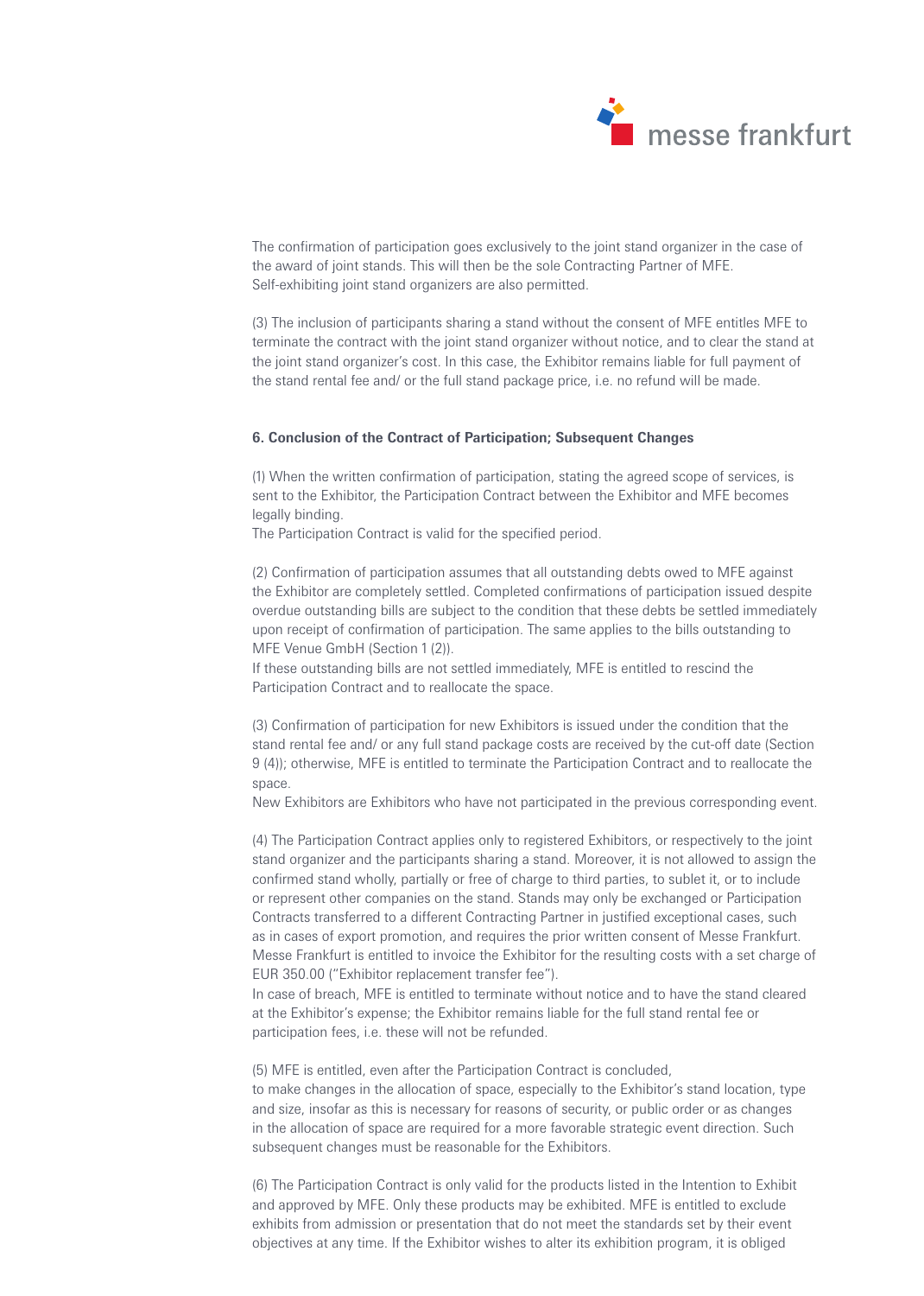The confirmation of participation goes exclusively to the joint stand organizer in the case of the award of joint stands. This will then be the sole Contracting Partner of MFE. Self-exhibiting joint stand organizers are also permitted.

(3) The inclusion of participants sharing a stand without the consent of MFE entitles MFE to terminate the contract with the joint stand organizer without notice, and to clear the stand at the joint stand organizer's cost. In this case, the Exhibitor remains liable for full payment of the stand rental fee and/ or the full stand package price, i.e. no refund will be made.

### 6. Conclusion of the Contract of Participation; Subsequent Changes

(1) When the written confirmation of participation, stating the agreed scope of services, is sent to the Exhibitor, the Participation Contract between the Exhibitor and MFE becomes legally binding.
The Participation Contract is valid for the specified period.

(2) Confirmation of participation assumes that all outstanding debts owed to MFE against the Exhibitor are completely settled. Completed confirmations of participation issued despite overdue outstanding bills are subject to the condition that these debts be settled immediately upon receipt of confirmation of participation. The same applies to the bills outstanding to MFE Venue GmbH (Section 1 (2)).
If these outstanding bills are not settled immediately, MFE is entitled to rescind the Participation Contract and to reallocate the space.

(3) Confirmation of participation for new Exhibitors is issued under the condition that the stand rental fee and/ or any full stand package costs are received by the cut-off date (Section 9 (4)); otherwise, MFE is entitled to terminate the Participation Contract and to reallocate the space.
New Exhibitors are Exhibitors who have not participated in the previous corresponding event.

(4) The Participation Contract applies only to registered Exhibitors, or respectively to the joint stand organizer and the participants sharing a stand. Moreover, it is not allowed to assign the confirmed stand wholly, partially or free of charge to third parties, to sublet it, or to include or represent other companies on the stand. Stands may only be exchanged or Participation Contracts transferred to a different Contracting Partner in justified exceptional cases, such as in cases of export promotion, and requires the prior written consent of Messe Frankfurt. Messe Frankfurt is entitled to invoice the Exhibitor for the resulting costs with a set charge of EUR 350.00 ("Exhibitor replacement transfer fee").
In case of breach, MFE is entitled to terminate without notice and to have the stand cleared at the Exhibitor's expense; the Exhibitor remains liable for the full stand rental fee or participation fees, i.e. these will not be refunded.

(5) MFE is entitled, even after the Participation Contract is concluded,
to make changes in the allocation of space, especially to the Exhibitor's stand location, type and size, insofar as this is necessary for reasons of security, or public order or as changes in the allocation of space are required for a more favorable strategic event direction. Such subsequent changes must be reasonable for the Exhibitors.

(6) The Participation Contract is only valid for the products listed in the Intention to Exhibit and approved by MFE. Only these products may be exhibited. MFE is entitled to exclude exhibits from admission or presentation that do not meet the standards set by their event objectives at any time. If the Exhibitor wishes to alter its exhibition program, it is obliged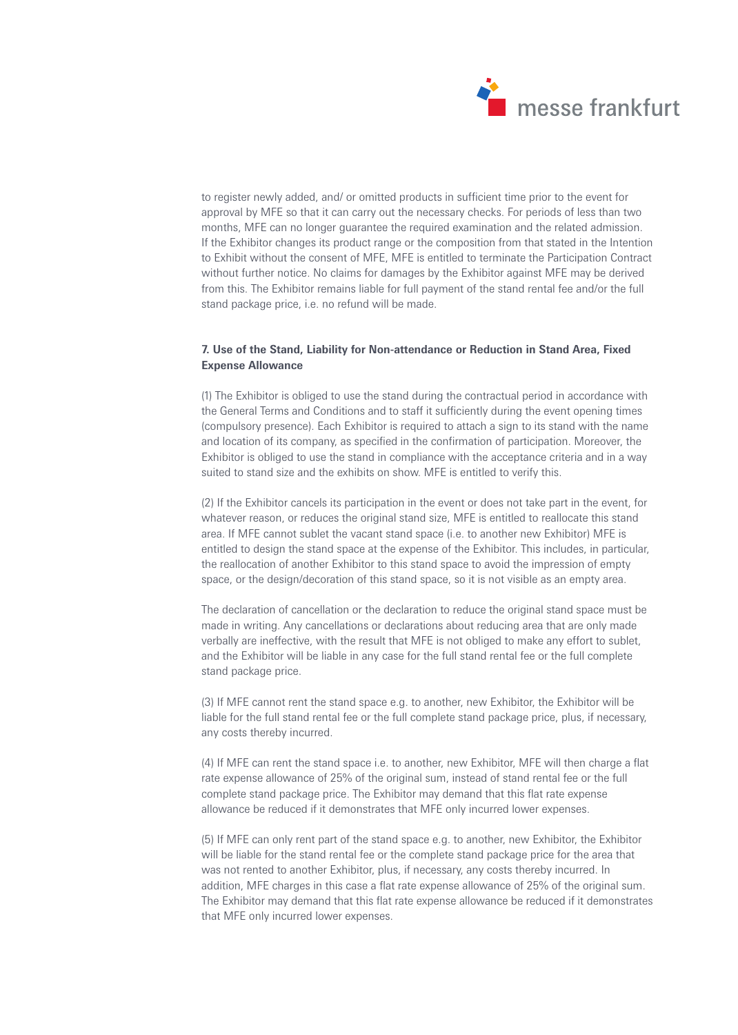to register newly added, and/ or omitted products in sufficient time prior to the event for approval by MFE so that it can carry out the necessary checks. For periods of less than two months, MFE can no longer guarantee the required examination and the related admission. If the Exhibitor changes its product range or the composition from that stated in the Intention to Exhibit without the consent of MFE, MFE is entitled to terminate the Participation Contract without further notice. No claims for damages by the Exhibitor against MFE may be derived from this. The Exhibitor remains liable for full payment of the stand rental fee and/or the full stand package price, i.e. no refund will be made.

**7. Use of the Stand, Liability for Non-attendance or Reduction in Stand Area, Fixed Expense Allowance**

(1) The Exhibitor is obliged to use the stand during the contractual period in accordance with the General Terms and Conditions and to staff it sufficiently during the event opening times (compulsory presence). Each Exhibitor is required to attach a sign to its stand with the name and location of its company, as specified in the confirmation of participation. Moreover, the Exhibitor is obliged to use the stand in compliance with the acceptance criteria and in a way suited to stand size and the exhibits on show. MFE is entitled to verify this.

(2) If the Exhibitor cancels its participation in the event or does not take part in the event, for whatever reason, or reduces the original stand size, MFE is entitled to reallocate this stand area. If MFE cannot sublet the vacant stand space (i.e. to another new Exhibitor) MFE is entitled to design the stand space at the expense of the Exhibitor. This includes, in particular, the reallocation of another Exhibitor to this stand space to avoid the impression of empty space, or the design/decoration of this stand space, so it is not visible as an empty area.

The declaration of cancellation or the declaration to reduce the original stand space must be made in writing. Any cancellations or declarations about reducing area that are only made verbally are ineffective, with the result that MFE is not obliged to make any effort to sublet, and the Exhibitor will be liable in any case for the full stand rental fee or the full complete stand package price.

(3) If MFE cannot rent the stand space e.g. to another, new Exhibitor, the Exhibitor will be liable for the full stand rental fee or the full complete stand package price, plus, if necessary, any costs thereby incurred.

(4) If MFE can rent the stand space i.e. to another, new Exhibitor, MFE will then charge a flat rate expense allowance of 25% of the original sum, instead of stand rental fee or the full complete stand package price. The Exhibitor may demand that this flat rate expense allowance be reduced if it demonstrates that MFE only incurred lower expenses.

(5) If MFE can only rent part of the stand space e.g. to another, new Exhibitor, the Exhibitor will be liable for the stand rental fee or the complete stand package price for the area that was not rented to another Exhibitor, plus, if necessary, any costs thereby incurred. In addition, MFE charges in this case a flat rate expense allowance of 25% of the original sum. The Exhibitor may demand that this flat rate expense allowance be reduced if it demonstrates that MFE only incurred lower expenses.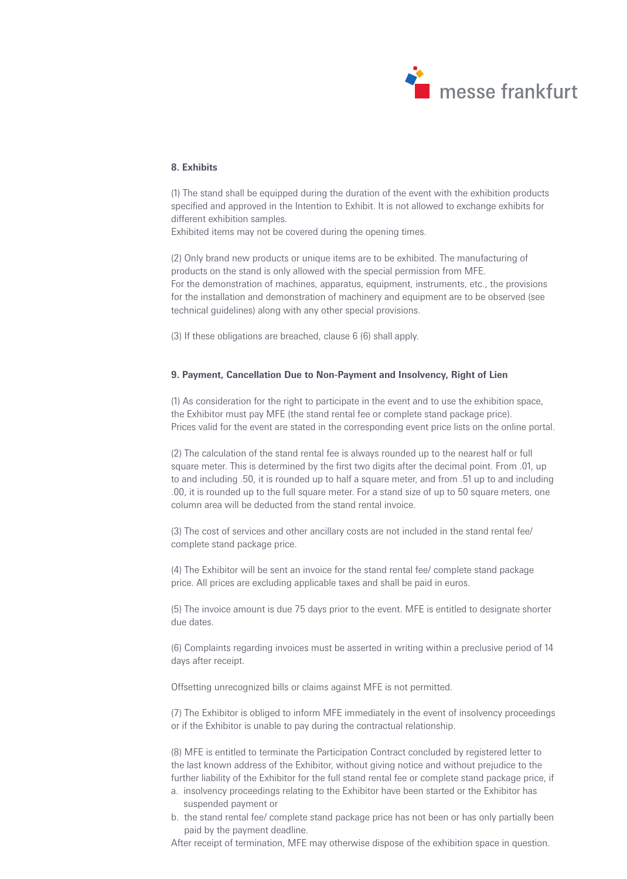## 8. Exhibits

(1) The stand shall be equipped during the duration of the event with the exhibition products specified and approved in the Intention to Exhibit. It is not allowed to exchange exhibits for different exhibition samples.
Exhibited items may not be covered during the opening times.

(2) Only brand new products or unique items are to be exhibited. The manufacturing of products on the stand is only allowed with the special permission from MFE.
For the demonstration of machines, apparatus, equipment, instruments, etc., the provisions for the installation and demonstration of machinery and equipment are to be observed (see technical guidelines) along with any other special provisions.

(3) If these obligations are breached, clause 6 (6) shall apply.

## 9. Payment, Cancellation Due to Non-Payment and Insolvency, Right of Lien

(1) As consideration for the right to participate in the event and to use the exhibition space, the Exhibitor must pay MFE (the stand rental fee or complete stand package price).
Prices valid for the event are stated in the corresponding event price lists on the online portal.

(2) The calculation of the stand rental fee is always rounded up to the nearest half or full square meter. This is determined by the first two digits after the decimal point. From .01, up to and including .50, it is rounded up to half a square meter, and from .51 up to and including .00, it is rounded up to the full square meter. For a stand size of up to 50 square meters, one column area will be deducted from the stand rental invoice.

(3) The cost of services and other ancillary costs are not included in the stand rental fee/ complete stand package price.

(4) The Exhibitor will be sent an invoice for the stand rental fee/ complete stand package price. All prices are excluding applicable taxes and shall be paid in euros.

(5) The invoice amount is due 75 days prior to the event. MFE is entitled to designate shorter due dates.

(6) Complaints regarding invoices must be asserted in writing within a preclusive period of 14 days after receipt.

Offsetting unrecognized bills or claims against MFE is not permitted.

(7) The Exhibitor is obliged to inform MFE immediately in the event of insolvency proceedings or if the Exhibitor is unable to pay during the contractual relationship.

(8) MFE is entitled to terminate the Participation Contract concluded by registered letter to the last known address of the Exhibitor, without giving notice and without prejudice to the further liability of the Exhibitor for the full stand rental fee or complete stand package price, if

a. insolvency proceedings relating to the Exhibitor have been started or the Exhibitor has suspended payment or
b. the stand rental fee/ complete stand package price has not been or has only partially been paid by the payment deadline.

After receipt of termination, MFE may otherwise dispose of the exhibition space in question.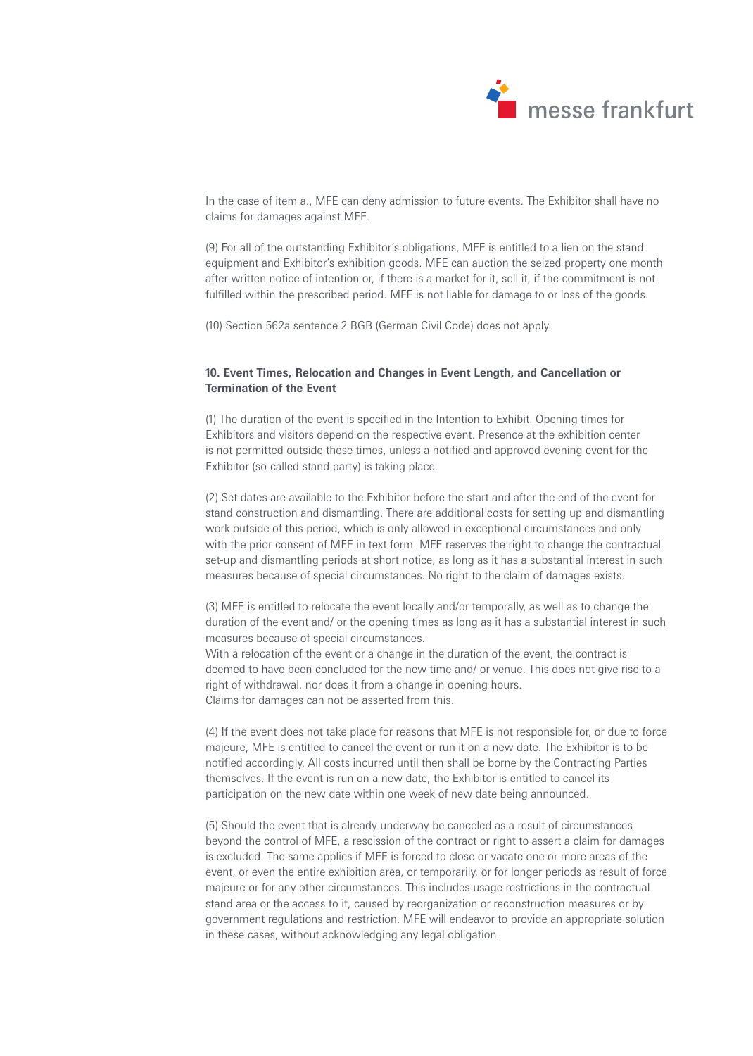In the case of item a., MFE can deny admission to future events. The Exhibitor shall have no claims for damages against MFE.

(9) For all of the outstanding Exhibitor's obligations, MFE is entitled to a lien on the stand equipment and Exhibitor's exhibition goods. MFE can auction the seized property one month after written notice of intention or, if there is a market for it, sell it, if the commitment is not fulfilled within the prescribed period. MFE is not liable for damage to or loss of the goods.

(10) Section 562a sentence 2 BGB (German Civil Code) does not apply.

**10. Event Times, Relocation and Changes in Event Length, and Cancellation or Termination of the Event**

(1) The duration of the event is specified in the Intention to Exhibit. Opening times for Exhibitors and visitors depend on the respective event. Presence at the exhibition center is not permitted outside these times, unless a notified and approved evening event for the Exhibitor (so-called stand party) is taking place.

(2) Set dates are available to the Exhibitor before the start and after the end of the event for stand construction and dismantling. There are additional costs for setting up and dismantling work outside of this period, which is only allowed in exceptional circumstances and only with the prior consent of MFE in text form. MFE reserves the right to change the contractual set-up and dismantling periods at short notice, as long as it has a substantial interest in such measures because of special circumstances. No right to the claim of damages exists.

(3) MFE is entitled to relocate the event locally and/or temporally, as well as to change the duration of the event and/ or the opening times as long as it has a substantial interest in such measures because of special circumstances.
With a relocation of the event or a change in the duration of the event, the contract is deemed to have been concluded for the new time and/ or venue. This does not give rise to a right of withdrawal, nor does it from a change in opening hours.
Claims for damages can not be asserted from this.

(4) If the event does not take place for reasons that MFE is not responsible for, or due to force majeure, MFE is entitled to cancel the event or run it on a new date. The Exhibitor is to be notified accordingly. All costs incurred until then shall be borne by the Contracting Parties themselves. If the event is run on a new date, the Exhibitor is entitled to cancel its participation on the new date within one week of new date being announced.

(5) Should the event that is already underway be canceled as a result of circumstances beyond the control of MFE, a rescission of the contract or right to assert a claim for damages is excluded. The same applies if MFE is forced to close or vacate one or more areas of the event, or even the entire exhibition area, or temporarily, or for longer periods as result of force majeure or for any other circumstances. This includes usage restrictions in the contractual stand area or the access to it, caused by reorganization or reconstruction measures or by government regulations and restriction. MFE will endeavor to provide an appropriate solution in these cases, without acknowledging any legal obligation.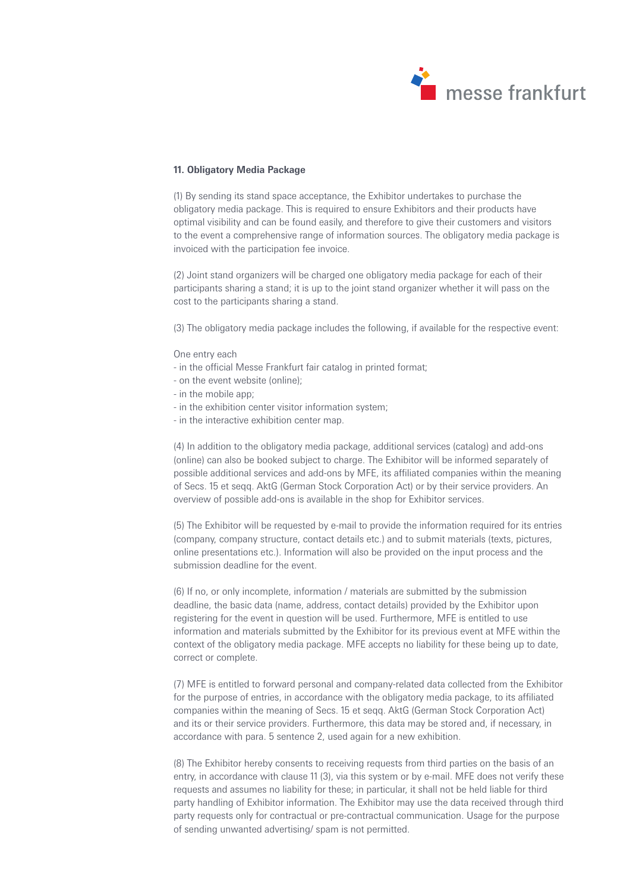## 11. Obligatory Media Package

(1) By sending its stand space acceptance, the Exhibitor undertakes to purchase the obligatory media package. This is required to ensure Exhibitors and their products have optimal visibility and can be found easily, and therefore to give their customers and visitors to the event a comprehensive range of information sources. The obligatory media package is invoiced with the participation fee invoice.

(2) Joint stand organizers will be charged one obligatory media package for each of their participants sharing a stand; it is up to the joint stand organizer whether it will pass on the cost to the participants sharing a stand.

(3) The obligatory media package includes the following, if available for the respective event:

One entry each
- in the official Messe Frankfurt fair catalog in printed format;
- on the event website (online);
- in the mobile app;
- in the exhibition center visitor information system;
- in the interactive exhibition center map.

(4) In addition to the obligatory media package, additional services (catalog) and add-ons (online) can also be booked subject to charge. The Exhibitor will be informed separately of possible additional services and add-ons by MFE, its affiliated companies within the meaning of Secs. 15 et seqq. AktG (German Stock Corporation Act) or by their service providers. An overview of possible add-ons is available in the shop for Exhibitor services.

(5) The Exhibitor will be requested by e-mail to provide the information required for its entries (company, company structure, contact details etc.) and to submit materials (texts, pictures, online presentations etc.). Information will also be provided on the input process and the submission deadline for the event.

(6) If no, or only incomplete, information / materials are submitted by the submission deadline, the basic data (name, address, contact details) provided by the Exhibitor upon registering for the event in question will be used. Furthermore, MFE is entitled to use information and materials submitted by the Exhibitor for its previous event at MFE within the context of the obligatory media package. MFE accepts no liability for these being up to date, correct or complete.

(7) MFE is entitled to forward personal and company-related data collected from the Exhibitor for the purpose of entries, in accordance with the obligatory media package, to its affiliated companies within the meaning of Secs. 15 et seqq. AktG (German Stock Corporation Act) and its or their service providers. Furthermore, this data may be stored and, if necessary, in accordance with para. 5 sentence 2, used again for a new exhibition.

(8) The Exhibitor hereby consents to receiving requests from third parties on the basis of an entry, in accordance with clause 11 (3), via this system or by e-mail. MFE does not verify these requests and assumes no liability for these; in particular, it shall not be held liable for third party handling of Exhibitor information. The Exhibitor may use the data received through third party requests only for contractual or pre-contractual communication. Usage for the purpose of sending unwanted advertising/ spam is not permitted.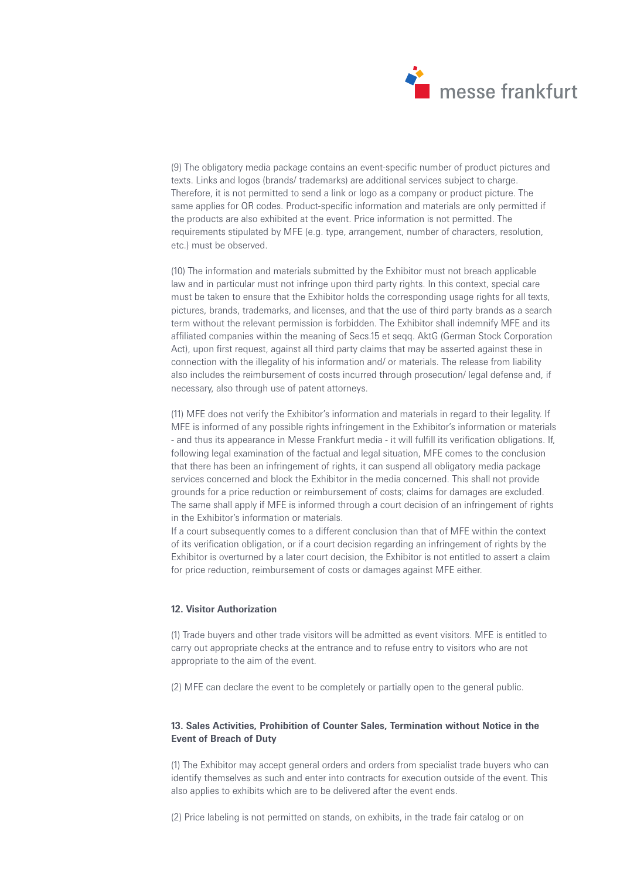(9) The obligatory media package contains an event-specific number of product pictures and texts. Links and logos (brands/ trademarks) are additional services subject to charge. Therefore, it is not permitted to send a link or logo as a company or product picture. The same applies for QR codes. Product-specific information and materials are only permitted if the products are also exhibited at the event. Price information is not permitted. The requirements stipulated by MFE (e.g. type, arrangement, number of characters, resolution, etc.) must be observed.

(10) The information and materials submitted by the Exhibitor must not breach applicable law and in particular must not infringe upon third party rights. In this context, special care must be taken to ensure that the Exhibitor holds the corresponding usage rights for all texts, pictures, brands, trademarks, and licenses, and that the use of third party brands as a search term without the relevant permission is forbidden. The Exhibitor shall indemnify MFE and its affiliated companies within the meaning of Secs.15 et seqq. AktG (German Stock Corporation Act), upon first request, against all third party claims that may be asserted against these in connection with the illegality of his information and/ or materials. The release from liability also includes the reimbursement of costs incurred through prosecution/ legal defense and, if necessary, also through use of patent attorneys.

(11) MFE does not verify the Exhibitor's information and materials in regard to their legality. If MFE is informed of any possible rights infringement in the Exhibitor's information or materials - and thus its appearance in Messe Frankfurt media - it will fulfill its verification obligations. If, following legal examination of the factual and legal situation, MFE comes to the conclusion that there has been an infringement of rights, it can suspend all obligatory media package services concerned and block the Exhibitor in the media concerned. This shall not provide grounds for a price reduction or reimbursement of costs; claims for damages are excluded. The same shall apply if MFE is informed through a court decision of an infringement of rights in the Exhibitor's information or materials.
If a court subsequently comes to a different conclusion than that of MFE within the context of its verification obligation, or if a court decision regarding an infringement of rights by the Exhibitor is overturned by a later court decision, the Exhibitor is not entitled to assert a claim for price reduction, reimbursement of costs or damages against MFE either.

## 12. Visitor Authorization

(1) Trade buyers and other trade visitors will be admitted as event visitors. MFE is entitled to carry out appropriate checks at the entrance and to refuse entry to visitors who are not appropriate to the aim of the event.

(2) MFE can declare the event to be completely or partially open to the general public.

## 13. Sales Activities, Prohibition of Counter Sales, Termination without Notice in the Event of Breach of Duty

(1) The Exhibitor may accept general orders and orders from specialist trade buyers who can identify themselves as such and enter into contracts for execution outside of the event. This also applies to exhibits which are to be delivered after the event ends.

(2) Price labeling is not permitted on stands, on exhibits, in the trade fair catalog or on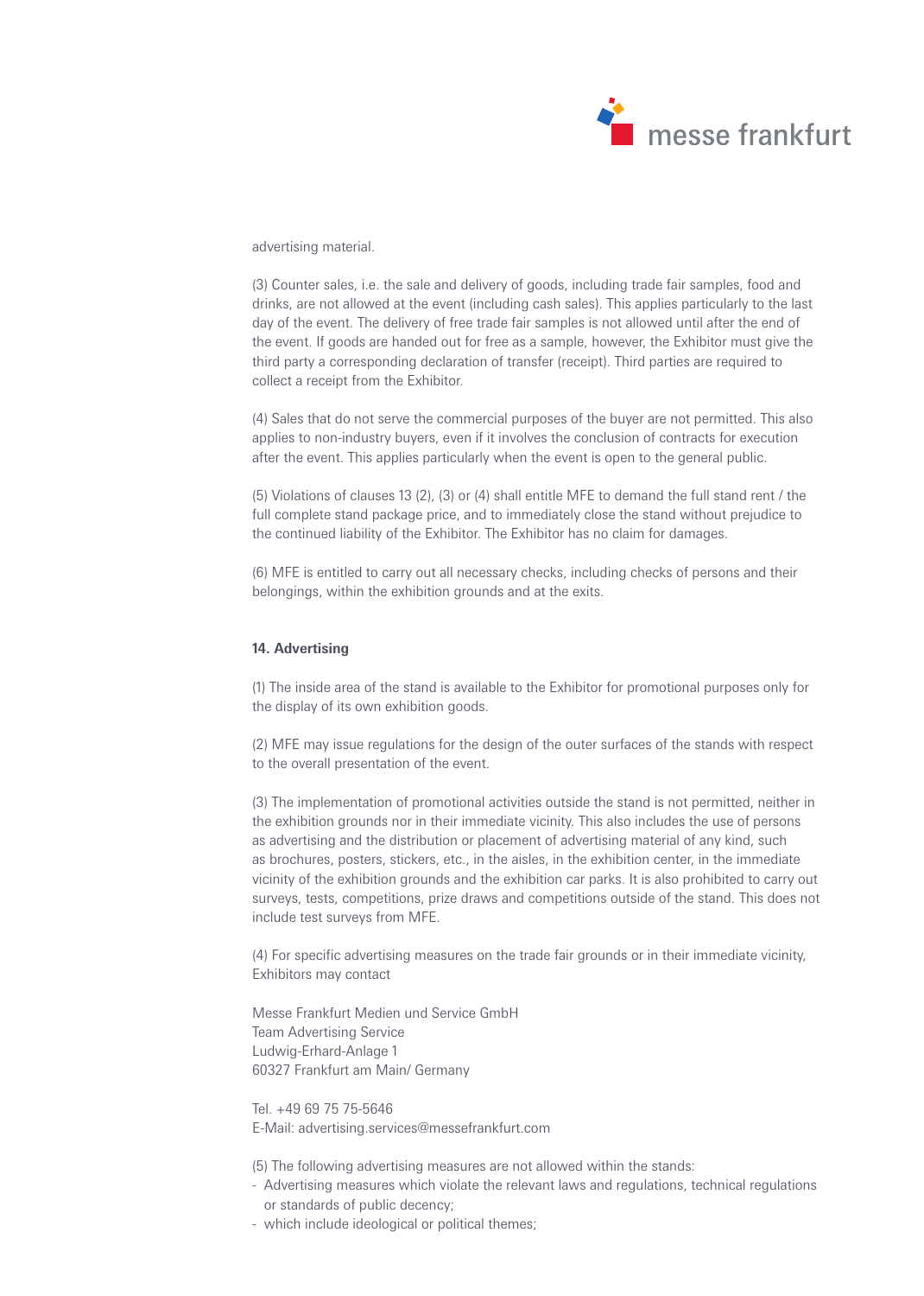advertising material.

(3) Counter sales, i.e. the sale and delivery of goods, including trade fair samples, food and drinks, are not allowed at the event (including cash sales). This applies particularly to the last day of the event. The delivery of free trade fair samples is not allowed until after the end of the event. If goods are handed out for free as a sample, however, the Exhibitor must give the third party a corresponding declaration of transfer (receipt). Third parties are required to collect a receipt from the Exhibitor.

(4) Sales that do not serve the commercial purposes of the buyer are not permitted. This also applies to non-industry buyers, even if it involves the conclusion of contracts for execution after the event. This applies particularly when the event is open to the general public.

(5) Violations of clauses 13 (2), (3) or (4) shall entitle MFE to demand the full stand rent / the full complete stand package price, and to immediately close the stand without prejudice to the continued liability of the Exhibitor. The Exhibitor has no claim for damages.

(6) MFE is entitled to carry out all necessary checks, including checks of persons and their belongings, within the exhibition grounds and at the exits.

**14. Advertising**

(1) The inside area of the stand is available to the Exhibitor for promotional purposes only for the display of its own exhibition goods.

(2) MFE may issue regulations for the design of the outer surfaces of the stands with respect to the overall presentation of the event.

(3) The implementation of promotional activities outside the stand is not permitted, neither in the exhibition grounds nor in their immediate vicinity. This also includes the use of persons as advertising and the distribution or placement of advertising material of any kind, such as brochures, posters, stickers, etc., in the aisles, in the exhibition center, in the immediate vicinity of the exhibition grounds and the exhibition car parks. It is also prohibited to carry out surveys, tests, competitions, prize draws and competitions outside of the stand. This does not include test surveys from MFE.

(4) For specific advertising measures on the trade fair grounds or in their immediate vicinity, Exhibitors may contact

Messe Frankfurt Medien und Service GmbH
Team Advertising Service
Ludwig-Erhard-Anlage 1
60327 Frankfurt am Main/ Germany

Tel. +49 69 75 75-5646
E-Mail: advertising.services@messefrankfurt.com

(5) The following advertising measures are not allowed within the stands:

- Advertising measures which violate the relevant laws and regulations, technical regulations or standards of public decency;
- which include ideological or political themes;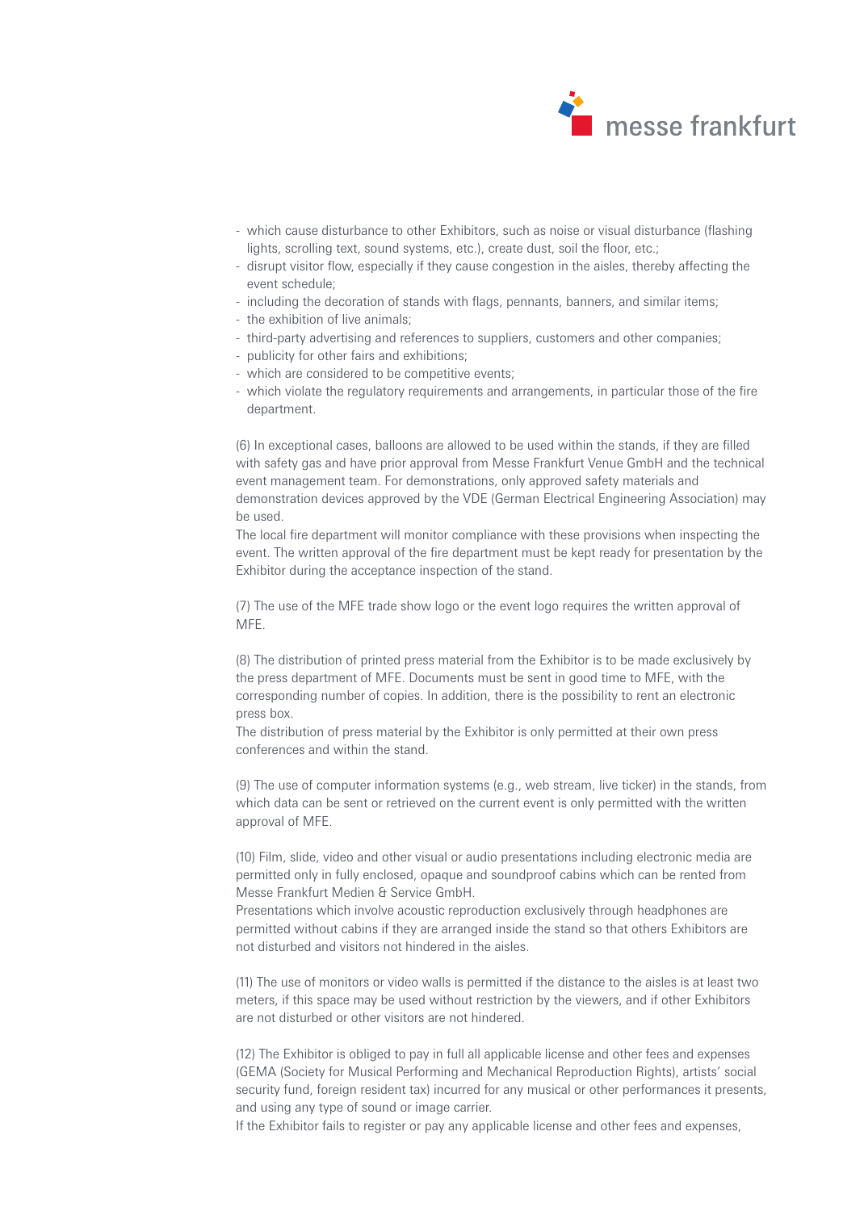- which cause disturbance to other Exhibitors, such as noise or visual disturbance (flashing lights, scrolling text, sound systems, etc.), create dust, soil the floor, etc.;
- disrupt visitor flow, especially if they cause congestion in the aisles, thereby affecting the event schedule;
- including the decoration of stands with flags, pennants, banners, and similar items;
- the exhibition of live animals;
- third-party advertising and references to suppliers, customers and other companies;
- publicity for other fairs and exhibitions;
- which are considered to be competitive events;
- which violate the regulatory requirements and arrangements, in particular those of the fire department.

(6) In exceptional cases, balloons are allowed to be used within the stands, if they are filled with safety gas and have prior approval from Messe Frankfurt Venue GmbH and the technical event management team. For demonstrations, only approved safety materials and demonstration devices approved by the VDE (German Electrical Engineering Association) may be used.
The local fire department will monitor compliance with these provisions when inspecting the event. The written approval of the fire department must be kept ready for presentation by the Exhibitor during the acceptance inspection of the stand.

(7) The use of the MFE trade show logo or the event logo requires the written approval of MFE.

(8) The distribution of printed press material from the Exhibitor is to be made exclusively by the press department of MFE. Documents must be sent in good time to MFE, with the corresponding number of copies. In addition, there is the possibility to rent an electronic press box.
The distribution of press material by the Exhibitor is only permitted at their own press conferences and within the stand.

(9) The use of computer information systems (e.g., web stream, live ticker) in the stands, from which data can be sent or retrieved on the current event is only permitted with the written approval of MFE.

(10) Film, slide, video and other visual or audio presentations including electronic media are permitted only in fully enclosed, opaque and soundproof cabins which can be rented from Messe Frankfurt Medien & Service GmbH.
Presentations which involve acoustic reproduction exclusively through headphones are permitted without cabins if they are arranged inside the stand so that others Exhibitors are not disturbed and visitors not hindered in the aisles.

(11) The use of monitors or video walls is permitted if the distance to the aisles is at least two meters, if this space may be used without restriction by the viewers, and if other Exhibitors are not disturbed or other visitors are not hindered.

(12) The Exhibitor is obliged to pay in full all applicable license and other fees and expenses (GEMA (Society for Musical Performing and Mechanical Reproduction Rights), artists' social security fund, foreign resident tax) incurred for any musical or other performances it presents, and using any type of sound or image carrier.
If the Exhibitor fails to register or pay any applicable license and other fees and expenses,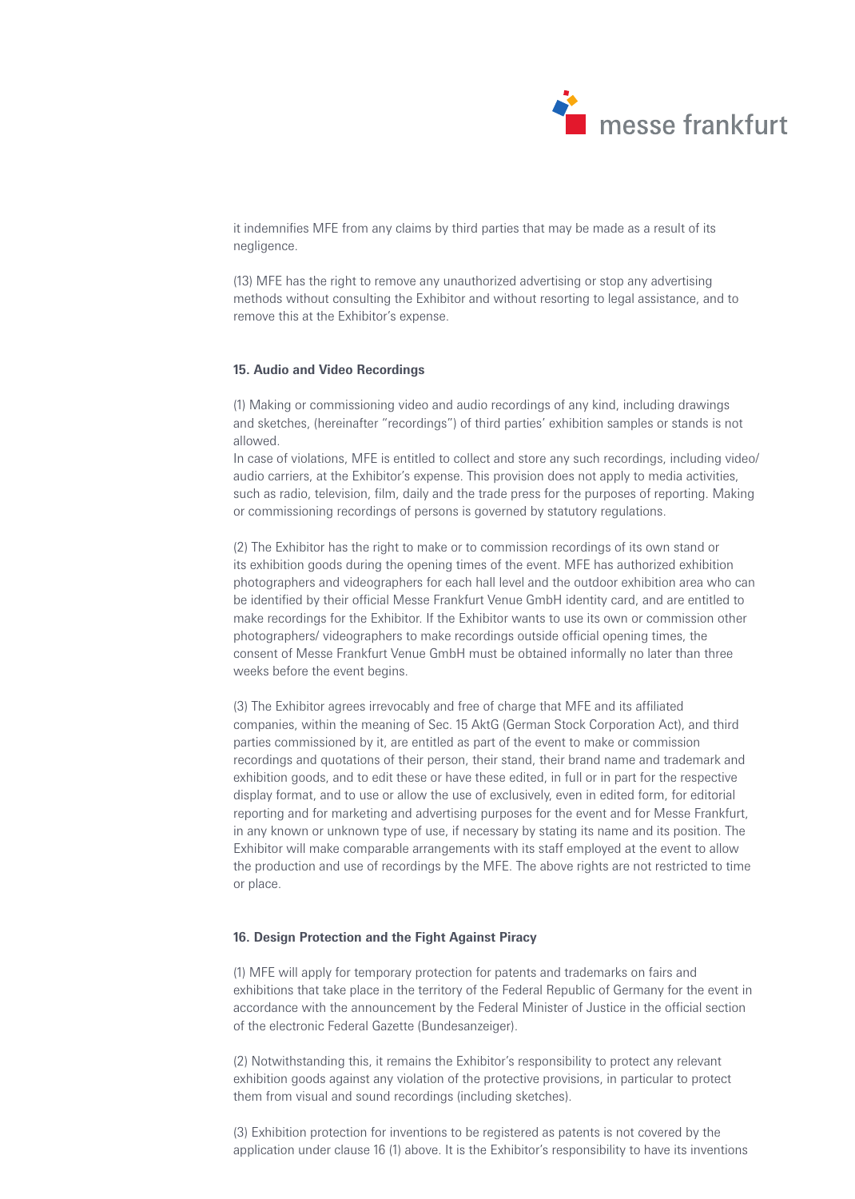it indemnifies MFE from any claims by third parties that may be made as a result of its negligence.

(13) MFE has the right to remove any unauthorized advertising or stop any advertising methods without consulting the Exhibitor and without resorting to legal assistance, and to remove this at the Exhibitor's expense.

**15. Audio and Video Recordings**

(1) Making or commissioning video and audio recordings of any kind, including drawings and sketches, (hereinafter "recordings") of third parties' exhibition samples or stands is not allowed.
In case of violations, MFE is entitled to collect and store any such recordings, including video/audio carriers, at the Exhibitor's expense. This provision does not apply to media activities, such as radio, television, film, daily and the trade press for the purposes of reporting. Making or commissioning recordings of persons is governed by statutory regulations.

(2) The Exhibitor has the right to make or to commission recordings of its own stand or its exhibition goods during the opening times of the event. MFE has authorized exhibition photographers and videographers for each hall level and the outdoor exhibition area who can be identified by their official Messe Frankfurt Venue GmbH identity card, and are entitled to make recordings for the Exhibitor. If the Exhibitor wants to use its own or commission other photographers/ videographers to make recordings outside official opening times, the consent of Messe Frankfurt Venue GmbH must be obtained informally no later than three weeks before the event begins.

(3) The Exhibitor agrees irrevocably and free of charge that MFE and its affiliated companies, within the meaning of Sec. 15 AktG (German Stock Corporation Act), and third parties commissioned by it, are entitled as part of the event to make or commission recordings and quotations of their person, their stand, their brand name and trademark and exhibition goods, and to edit these or have these edited, in full or in part for the respective display format, and to use or allow the use of exclusively, even in edited form, for editorial reporting and for marketing and advertising purposes for the event and for Messe Frankfurt, in any known or unknown type of use, if necessary by stating its name and its position. The Exhibitor will make comparable arrangements with its staff employed at the event to allow the production and use of recordings by the MFE. The above rights are not restricted to time or place.

**16. Design Protection and the Fight Against Piracy**

(1) MFE will apply for temporary protection for patents and trademarks on fairs and exhibitions that take place in the territory of the Federal Republic of Germany for the event in accordance with the announcement by the Federal Minister of Justice in the official section of the electronic Federal Gazette (Bundesanzeiger).

(2) Notwithstanding this, it remains the Exhibitor's responsibility to protect any relevant exhibition goods against any violation of the protective provisions, in particular to protect them from visual and sound recordings (including sketches).

(3) Exhibition protection for inventions to be registered as patents is not covered by the application under clause 16 (1) above. It is the Exhibitor's responsibility to have its inventions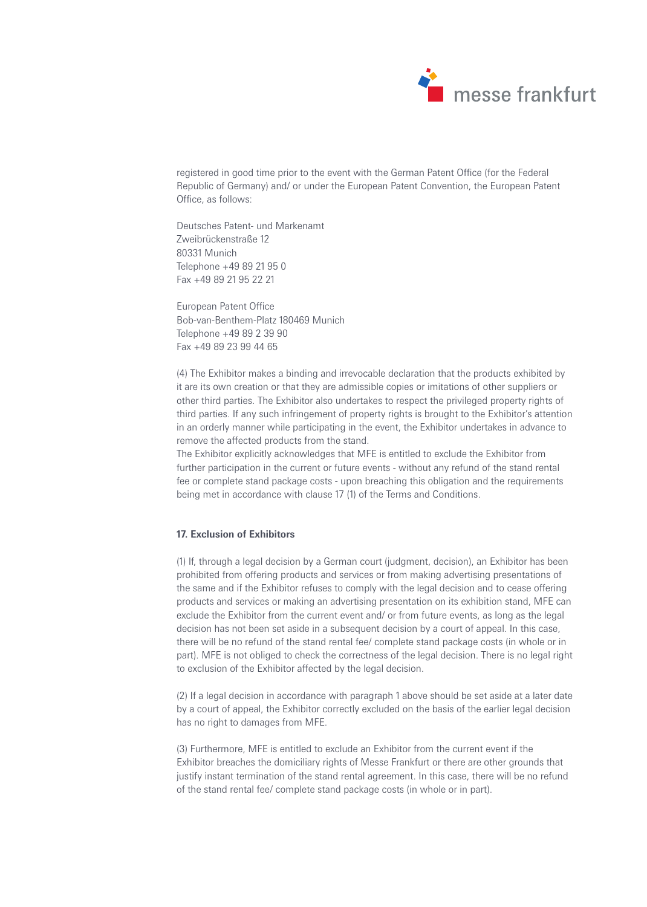registered in good time prior to the event with the German Patent Office (for the Federal Republic of Germany) and/ or under the European Patent Convention, the European Patent Office, as follows:

Deutsches Patent- und Markenamt
Zweibrückenstraße 12
80331 Munich
Telephone +49 89 21 95 0
Fax +49 89 21 95 22 21

European Patent Office
Bob-van-Benthem-Platz 180469 Munich
Telephone +49 89 2 39 90
Fax +49 89 23 99 44 65

(4) The Exhibitor makes a binding and irrevocable declaration that the products exhibited by it are its own creation or that they are admissible copies or imitations of other suppliers or other third parties. The Exhibitor also undertakes to respect the privileged property rights of third parties. If any such infringement of property rights is brought to the Exhibitor's attention in an orderly manner while participating in the event, the Exhibitor undertakes in advance to remove the affected products from the stand.
The Exhibitor explicitly acknowledges that MFE is entitled to exclude the Exhibitor from further participation in the current or future events - without any refund of the stand rental fee or complete stand package costs - upon breaching this obligation and the requirements being met in accordance with clause 17 (1) of the Terms and Conditions.

**17. Exclusion of Exhibitors**

(1) If, through a legal decision by a German court (judgment, decision), an Exhibitor has been prohibited from offering products and services or from making advertising presentations of the same and if the Exhibitor refuses to comply with the legal decision and to cease offering products and services or making an advertising presentation on its exhibition stand, MFE can exclude the Exhibitor from the current event and/ or from future events, as long as the legal decision has not been set aside in a subsequent decision by a court of appeal. In this case, there will be no refund of the stand rental fee/ complete stand package costs (in whole or in part). MFE is not obliged to check the correctness of the legal decision. There is no legal right to exclusion of the Exhibitor affected by the legal decision.

(2) If a legal decision in accordance with paragraph 1 above should be set aside at a later date by a court of appeal, the Exhibitor correctly excluded on the basis of the earlier legal decision has no right to damages from MFE.

(3) Furthermore, MFE is entitled to exclude an Exhibitor from the current event if the Exhibitor breaches the domiciliary rights of Messe Frankfurt or there are other grounds that justify instant termination of the stand rental agreement. In this case, there will be no refund of the stand rental fee/ complete stand package costs (in whole or in part).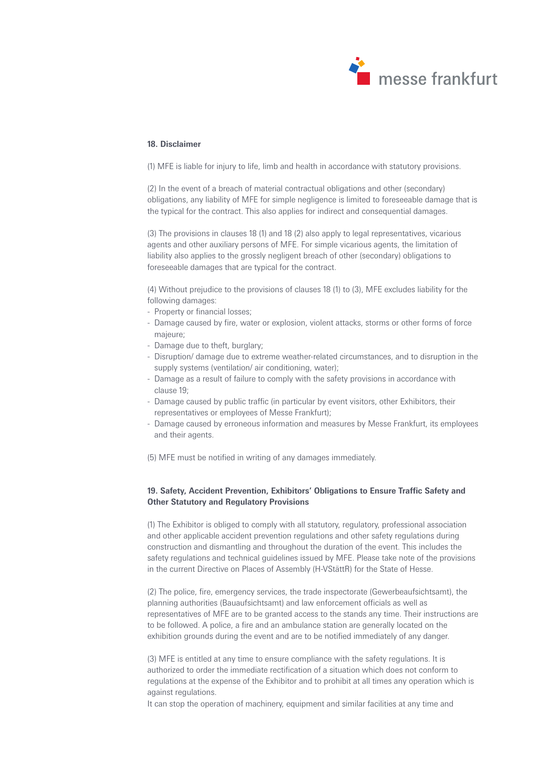## 18. Disclaimer

(1) MFE is liable for injury to life, limb and health in accordance with statutory provisions.

(2) In the event of a breach of material contractual obligations and other (secondary) obligations, any liability of MFE for simple negligence is limited to foreseeable damage that is the typical for the contract. This also applies for indirect and consequential damages.

(3) The provisions in clauses 18 (1) and 18 (2) also apply to legal representatives, vicarious agents and other auxiliary persons of MFE. For simple vicarious agents, the limitation of liability also applies to the grossly negligent breach of other (secondary) obligations to foreseeable damages that are typical for the contract.

(4) Without prejudice to the provisions of clauses 18 (1) to (3), MFE excludes liability for the following damages:

- Property or financial losses;
- Damage caused by fire, water or explosion, violent attacks, storms or other forms of force majeure;
- Damage due to theft, burglary;
- Disruption/ damage due to extreme weather-related circumstances, and to disruption in the supply systems (ventilation/ air conditioning, water);
- Damage as a result of failure to comply with the safety provisions in accordance with clause 19;
- Damage caused by public traffic (in particular by event visitors, other Exhibitors, their representatives or employees of Messe Frankfurt);
- Damage caused by erroneous information and measures by Messe Frankfurt, its employees and their agents.

(5) MFE must be notified in writing of any damages immediately.

## 19. Safety, Accident Prevention, Exhibitors' Obligations to Ensure Traffic Safety and Other Statutory and Regulatory Provisions

(1) The Exhibitor is obliged to comply with all statutory, regulatory, professional association and other applicable accident prevention regulations and other safety regulations during construction and dismantling and throughout the duration of the event. This includes the safety regulations and technical guidelines issued by MFE. Please take note of the provisions in the current Directive on Places of Assembly (H-VStättR) for the State of Hesse.

(2) The police, fire, emergency services, the trade inspectorate (Gewerbeaufsichtsamt), the planning authorities (Bauaufsichtsamt) and law enforcement officials as well as representatives of MFE are to be granted access to the stands any time. Their instructions are to be followed. A police, a fire and an ambulance station are generally located on the exhibition grounds during the event and are to be notified immediately of any danger.

(3) MFE is entitled at any time to ensure compliance with the safety regulations. It is authorized to order the immediate rectification of a situation which does not conform to regulations at the expense of the Exhibitor and to prohibit at all times any operation which is against regulations.
It can stop the operation of machinery, equipment and similar facilities at any time and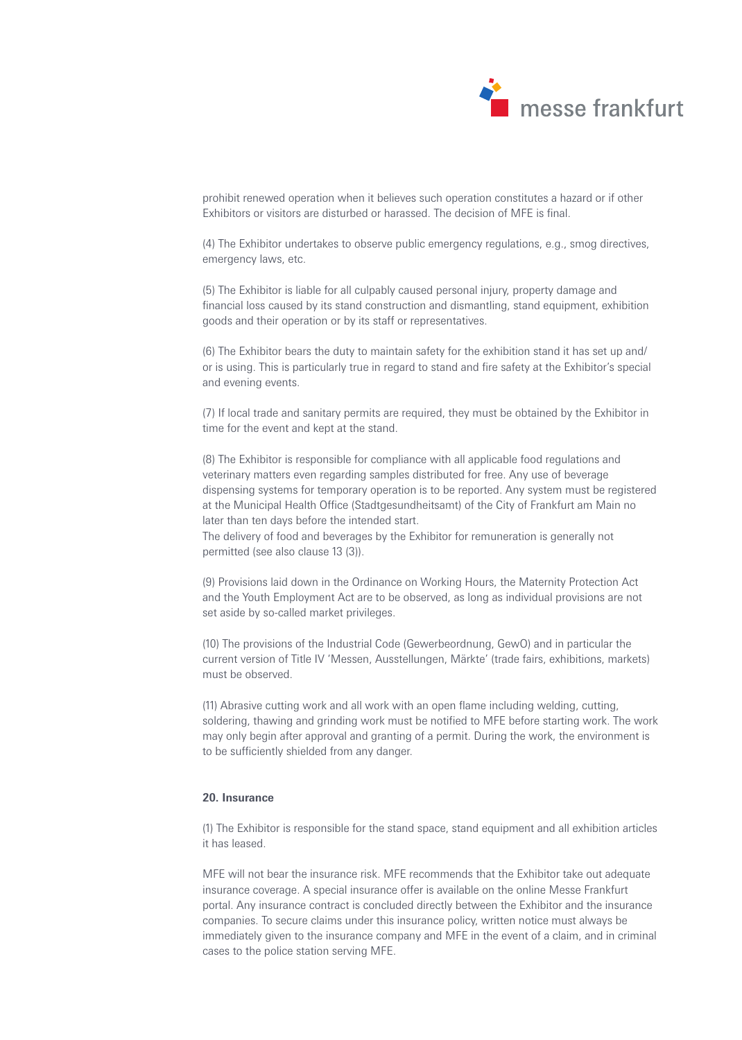prohibit renewed operation when it believes such operation constitutes a hazard or if other Exhibitors or visitors are disturbed or harassed. The decision of MFE is final.

(4) The Exhibitor undertakes to observe public emergency regulations, e.g., smog directives, emergency laws, etc.

(5) The Exhibitor is liable for all culpably caused personal injury, property damage and financial loss caused by its stand construction and dismantling, stand equipment, exhibition goods and their operation or by its staff or representatives.

(6) The Exhibitor bears the duty to maintain safety for the exhibition stand it has set up and/or is using. This is particularly true in regard to stand and fire safety at the Exhibitor's special and evening events.

(7) If local trade and sanitary permits are required, they must be obtained by the Exhibitor in time for the event and kept at the stand.

(8) The Exhibitor is responsible for compliance with all applicable food regulations and veterinary matters even regarding samples distributed for free. Any use of beverage dispensing systems for temporary operation is to be reported. Any system must be registered at the Municipal Health Office (Stadtgesundheitsamt) of the City of Frankfurt am Main no later than ten days before the intended start.
The delivery of food and beverages by the Exhibitor for remuneration is generally not permitted (see also clause 13 (3)).

(9) Provisions laid down in the Ordinance on Working Hours, the Maternity Protection Act and the Youth Employment Act are to be observed, as long as individual provisions are not set aside by so-called market privileges.

(10) The provisions of the Industrial Code (Gewerbeordnung, GewO) and in particular the current version of Title IV 'Messen, Ausstellungen, Märkte' (trade fairs, exhibitions, markets) must be observed.

(11) Abrasive cutting work and all work with an open flame including welding, cutting, soldering, thawing and grinding work must be notified to MFE before starting work. The work may only begin after approval and granting of a permit. During the work, the environment is to be sufficiently shielded from any danger.

## 20. Insurance

(1) The Exhibitor is responsible for the stand space, stand equipment and all exhibition articles it has leased.

MFE will not bear the insurance risk. MFE recommends that the Exhibitor take out adequate insurance coverage. A special insurance offer is available on the online Messe Frankfurt portal. Any insurance contract is concluded directly between the Exhibitor and the insurance companies. To secure claims under this insurance policy, written notice must always be immediately given to the insurance company and MFE in the event of a claim, and in criminal cases to the police station serving MFE.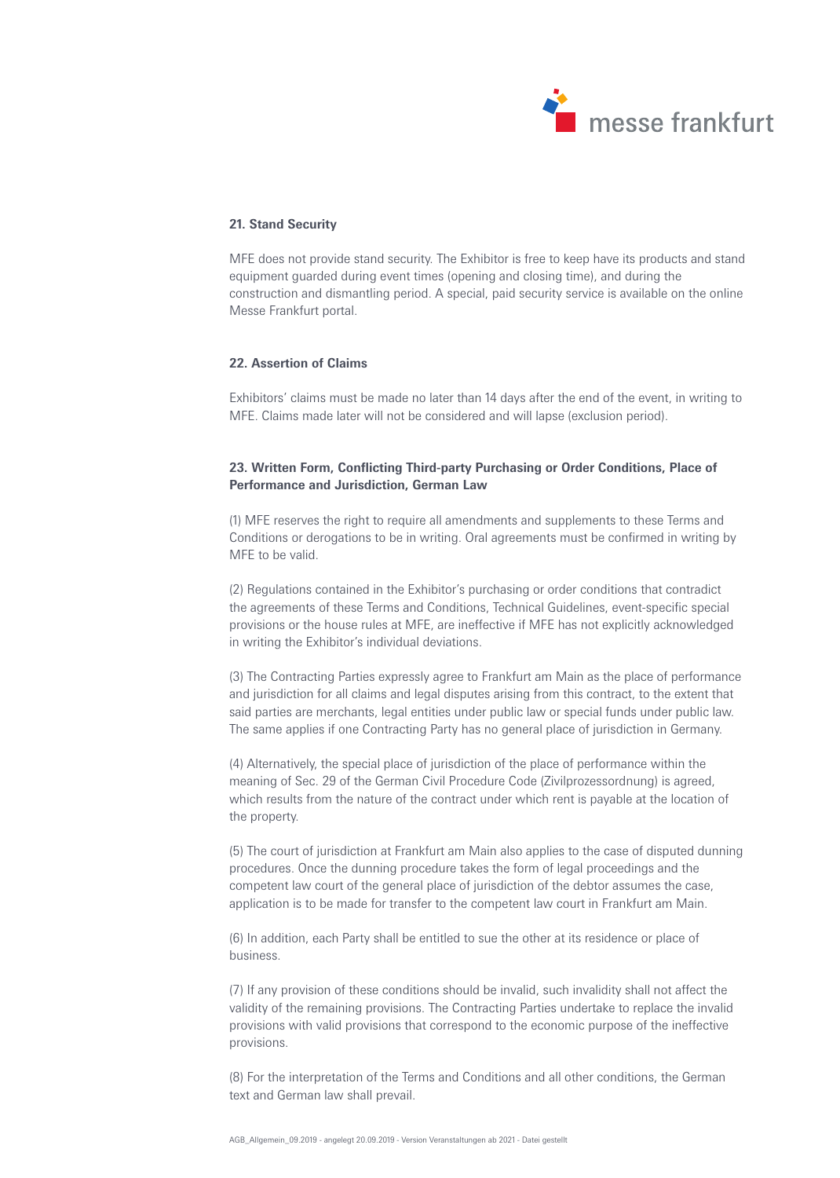## 21. Stand Security

MFE does not provide stand security. The Exhibitor is free to keep have its products and stand equipment guarded during event times (opening and closing time), and during the construction and dismantling period. A special, paid security service is available on the online Messe Frankfurt portal.

## 22. Assertion of Claims

Exhibitors' claims must be made no later than 14 days after the end of the event, in writing to MFE. Claims made later will not be considered and will lapse (exclusion period).

## 23. Written Form, Conflicting Third-party Purchasing or Order Conditions, Place of Performance and Jurisdiction, German Law

(1) MFE reserves the right to require all amendments and supplements to these Terms and Conditions or derogations to be in writing. Oral agreements must be confirmed in writing by MFE to be valid.

(2) Regulations contained in the Exhibitor's purchasing or order conditions that contradict the agreements of these Terms and Conditions, Technical Guidelines, event-specific special provisions or the house rules at MFE, are ineffective if MFE has not explicitly acknowledged in writing the Exhibitor's individual deviations.

(3) The Contracting Parties expressly agree to Frankfurt am Main as the place of performance and jurisdiction for all claims and legal disputes arising from this contract, to the extent that said parties are merchants, legal entities under public law or special funds under public law. The same applies if one Contracting Party has no general place of jurisdiction in Germany.

(4) Alternatively, the special place of jurisdiction of the place of performance within the meaning of Sec. 29 of the German Civil Procedure Code (Zivilprozessordnung) is agreed, which results from the nature of the contract under which rent is payable at the location of the property.

(5) The court of jurisdiction at Frankfurt am Main also applies to the case of disputed dunning procedures. Once the dunning procedure takes the form of legal proceedings and the competent law court of the general place of jurisdiction of the debtor assumes the case, application is to be made for transfer to the competent law court in Frankfurt am Main.

(6) In addition, each Party shall be entitled to sue the other at its residence or place of business.

(7) If any provision of these conditions should be invalid, such invalidity shall not affect the validity of the remaining provisions. The Contracting Parties undertake to replace the invalid provisions with valid provisions that correspond to the economic purpose of the ineffective provisions.

(8) For the interpretation of the Terms and Conditions and all other conditions, the German text and German law shall prevail.

AGB_Allgemein_09.2019 - angelegt 20.09.2019 - Version Veranstaltungen ab 2021 - Datei gestellt